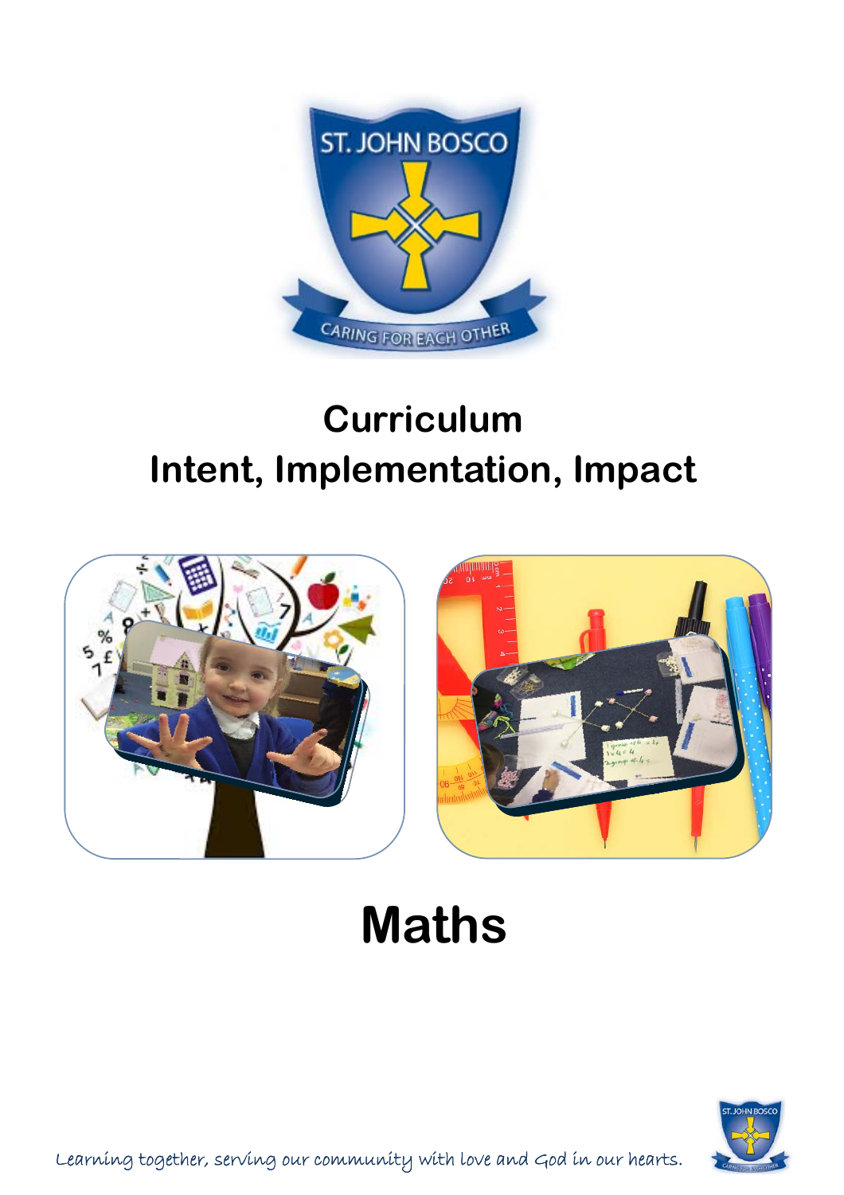# Curriculum

# Intent, Implementation, Impact

# Maths

*Learning together, serving our community with love and God in our hearts.*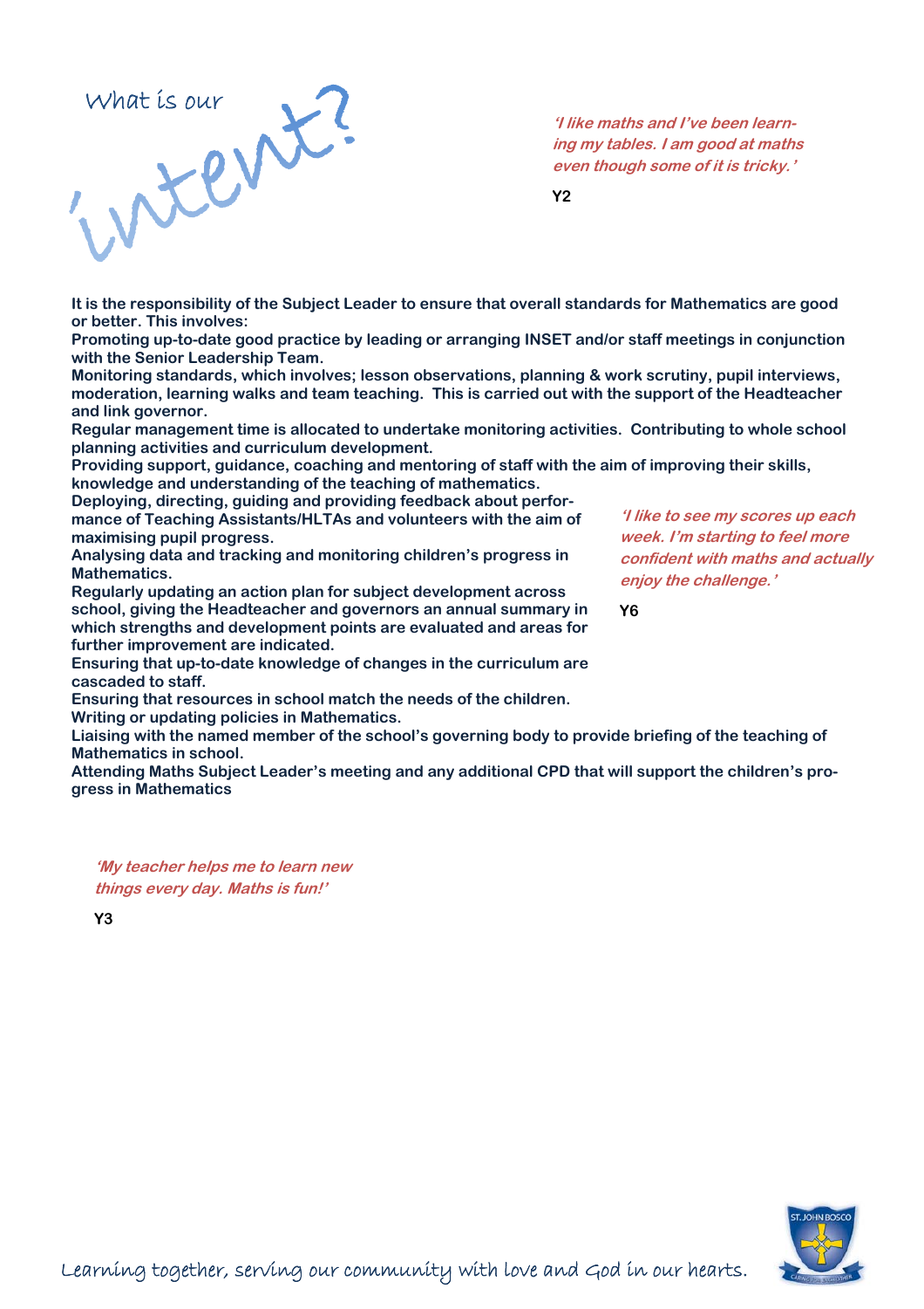# What is our intent?

*'I like maths and I've been learning my tables. I am good at maths even though some of it is tricky.'*

**Y2**

**It is the responsibility of the Subject Leader to ensure that overall standards for Mathematics are good or better. This involves:**
**Promoting up-to-date good practice by leading or arranging INSET and/or staff meetings in conjunction with the Senior Leadership Team.**
**Monitoring standards, which involves; lesson observations, planning & work scrutiny, pupil interviews, moderation, learning walks and team teaching. This is carried out with the support of the Headteacher and link governor.**
**Regular management time is allocated to undertake monitoring activities. Contributing to whole school planning activities and curriculum development.**
**Providing support, guidance, coaching and mentoring of staff with the aim of improving their skills, knowledge and understanding of the teaching of mathematics.**
**Deploying, directing, guiding and providing feedback about performance of Teaching Assistants/HLTAs and volunteers with the aim of maximising pupil progress.**
**Analysing data and tracking and monitoring children's progress in Mathematics.**
**Regularly updating an action plan for subject development across school, giving the Headteacher and governors an annual summary in which strengths and development points are evaluated and areas for further improvement are indicated.**
**Ensuring that up-to-date knowledge of changes in the curriculum are cascaded to staff.**
**Ensuring that resources in school match the needs of the children.**
**Writing or updating policies in Mathematics.**
**Liaising with the named member of the school's governing body to provide briefing of the teaching of Mathematics in school.**
**Attending Maths Subject Leader's meeting and any additional CPD that will support the children's progress in Mathematics**

*'I like to see my scores up each week. I'm starting to feel more confident with maths and actually enjoy the challenge.'*

**Y6**

*'My teacher helps me to learn new things every day. Maths is fun!'*

**Y3**

Learning together, serving our community with love and God in our hearts.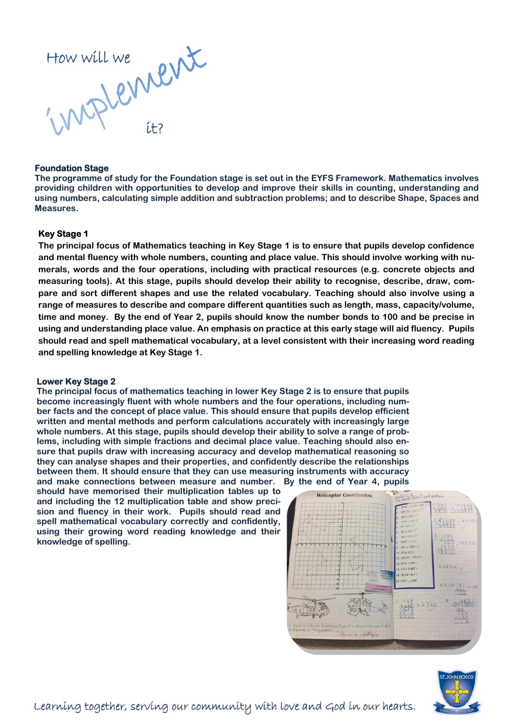# How will we implement it?

**Foundation Stage**

**The programme of study for the Foundation stage is set out in the EYFS Framework. Mathematics involves providing children with opportunities to develop and improve their skills in counting, understanding and using numbers, calculating simple addition and subtraction problems; and to describe Shape, Spaces and Measures.**

**Key Stage 1**

**The principal focus of Mathematics teaching in Key Stage 1 is to ensure that pupils develop confidence and mental fluency with whole numbers, counting and place value. This should involve working with numerals, words and the four operations, including with practical resources (e.g. concrete objects and measuring tools). At this stage, pupils should develop their ability to recognise, describe, draw, compare and sort different shapes and use the related vocabulary. Teaching should also involve using a range of measures to describe and compare different quantities such as length, mass, capacity/volume, time and money. By the end of Year 2, pupils should know the number bonds to 100 and be precise in using and understanding place value. An emphasis on practice at this early stage will aid fluency. Pupils should read and spell mathematical vocabulary, at a level consistent with their increasing word reading and spelling knowledge at Key Stage 1.**

**Lower Key Stage 2**

**The principal focus of mathematics teaching in lower Key Stage 2 is to ensure that pupils become increasingly fluent with whole numbers and the four operations, including number facts and the concept of place value. This should ensure that pupils develop efficient written and mental methods and perform calculations accurately with increasingly large whole numbers. At this stage, pupils should develop their ability to solve a range of problems, including with simple fractions and decimal place value. Teaching should also ensure that pupils draw with increasing accuracy and develop mathematical reasoning so they can analyse shapes and their properties, and confidently describe the relationships between them. It should ensure that they can use measuring instruments with accuracy and make connections between measure and number. By the end of Year 4, pupils should have memorised their multiplication tables up to and including the 12 multiplication table and show precision and fluency in their work. Pupils should read and spell mathematical vocabulary correctly and confidently, using their growing word reading knowledge and their knowledge of spelling.**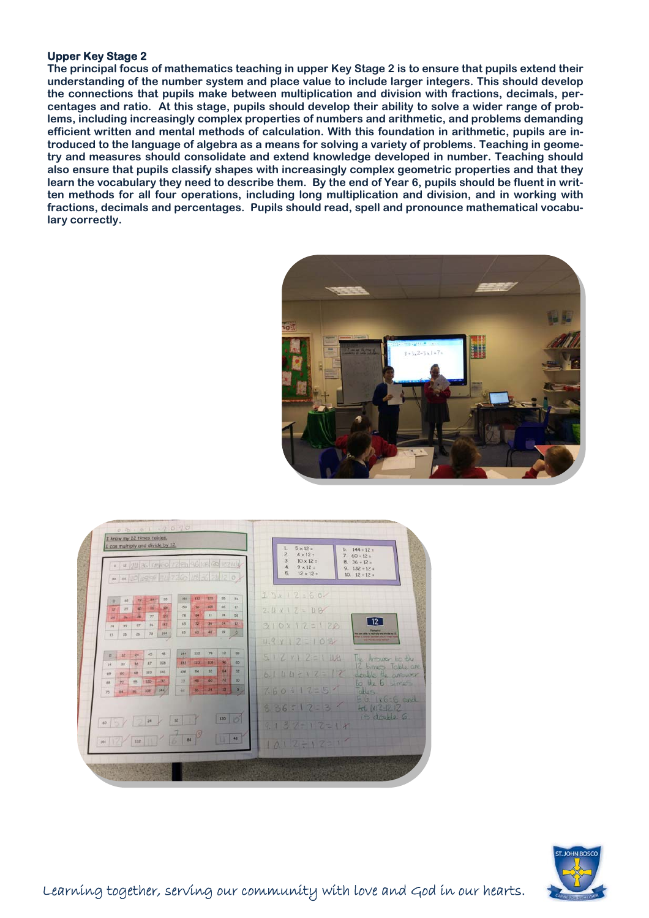## Upper Key Stage 2

**The principal focus of mathematics teaching in upper Key Stage 2 is to ensure that pupils extend their understanding of the number system and place value to include larger integers. This should develop the connections that pupils make between multiplication and division with fractions, decimals, percentages and ratio. At this stage, pupils should develop their ability to solve a wider range of problems, including increasingly complex properties of numbers and arithmetic, and problems demanding efficient written and mental methods of calculation. With this foundation in arithmetic, pupils are introduced to the language of algebra as a means for solving a variety of problems. Teaching in geometry and measures should consolidate and extend knowledge developed in number. Teaching should also ensure that pupils classify shapes with increasingly complex geometric properties and that they learn the vocabulary they need to describe them. By the end of Year 6, pupils should be fluent in written methods for all four operations, including long multiplication and division, and in working with fractions, decimals and percentages. Pupils should read, spell and pronounce mathematical vocabulary correctly.**

*Learning together, serving our community with love and God in our hearts.*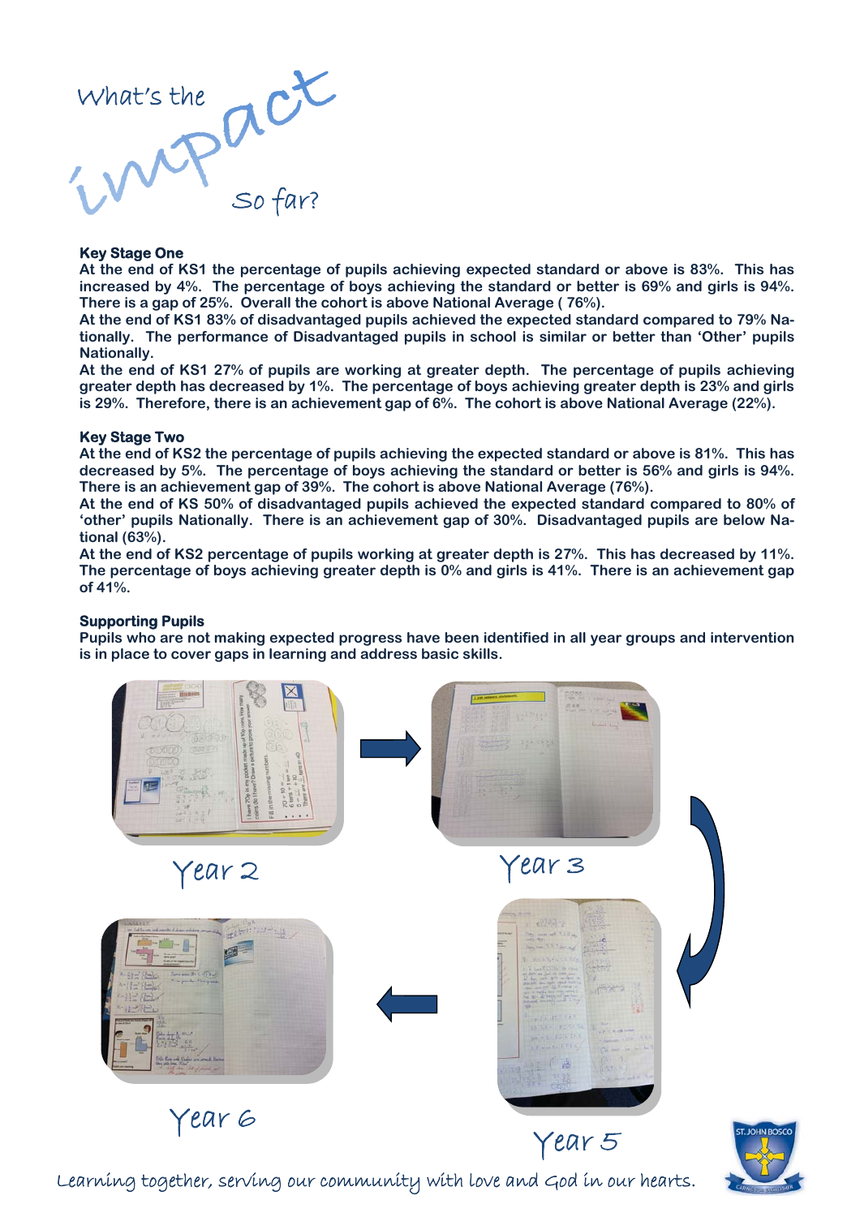# What's the impact so far?

**Key Stage One**

**At the end of KS1 the percentage of pupils achieving expected standard or above is 83%. This has increased by 4%. The percentage of boys achieving the standard or better is 69% and girls is 94%. There is a gap of 25%. Overall the cohort is above National Average ( 76%).**

**At the end of KS1 83% of disadvantaged pupils achieved the expected standard compared to 79% Nationally. The performance of Disadvantaged pupils in school is similar or better than 'Other' pupils Nationally.**

**At the end of KS1 27% of pupils are working at greater depth. The percentage of pupils achieving greater depth has decreased by 1%. The percentage of boys achieving greater depth is 23% and girls is 29%. Therefore, there is an achievement gap of 6%. The cohort is above National Average (22%).**

**Key Stage Two**

**At the end of KS2 the percentage of pupils achieving the expected standard or above is 81%. This has decreased by 5%. The percentage of boys achieving the standard or better is 56% and girls is 94%. There is an achievement gap of 39%. The cohort is above National Average (76%).**

**At the end of KS 50% of disadvantaged pupils achieved the expected standard compared to 80% of 'other' pupils Nationally. There is an achievement gap of 30%. Disadvantaged pupils are below National (63%).**

**At the end of KS2 percentage of pupils working at greater depth is 27%. This has decreased by 11%. The percentage of boys achieving greater depth is 0% and girls is 41%. There is an achievement gap of 41%.**

**Supporting Pupils**

**Pupils who are not making expected progress have been identified in all year groups and intervention is in place to cover gaps in learning and address basic skills.**

Year 2

Year 3

Year 5

Year 6

Learning together, serving our community with love and God in our hearts.